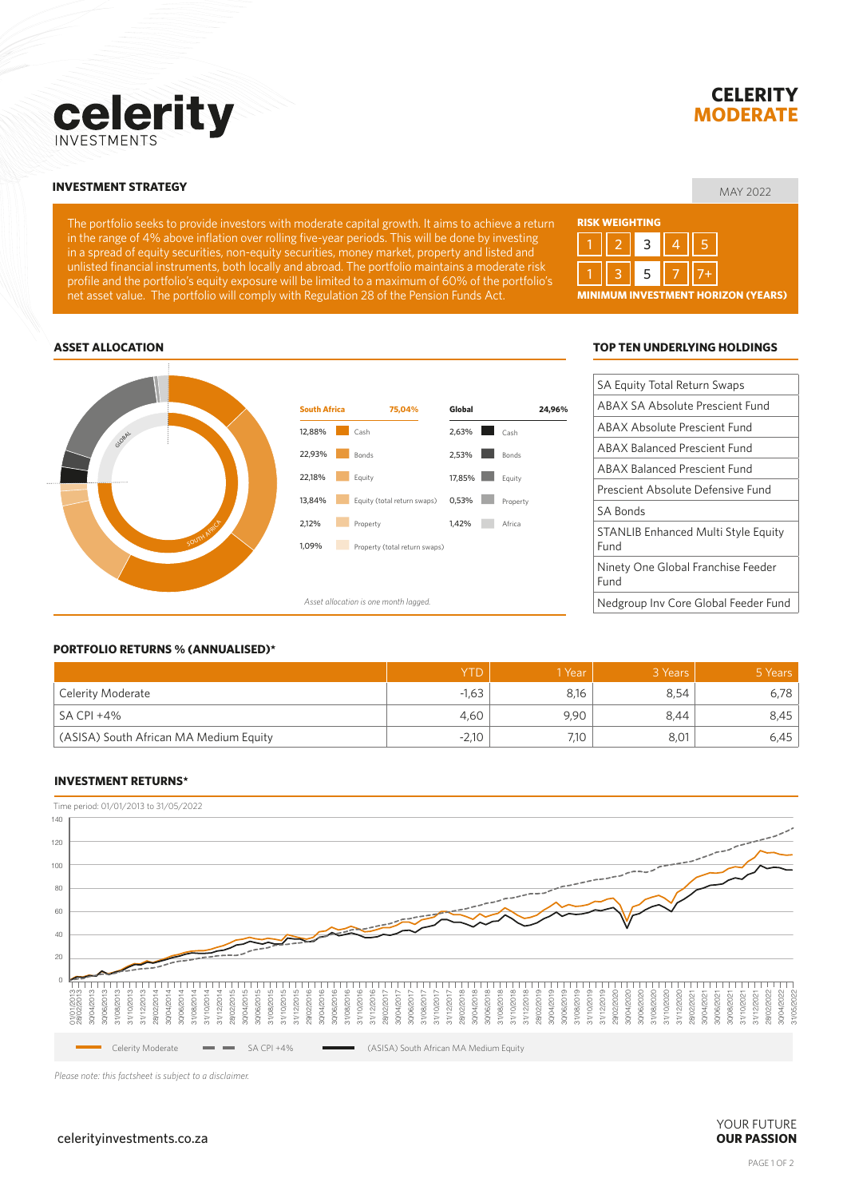celerity
INVESTMENTS

# CELERITY MODERATE

MAY 2022

## INVESTMENT STRATEGY

The portfolio seeks to provide investors with moderate capital growth. It aims to achieve a return in the range of 4% above inflation over rolling five-year periods. This will be done by investing in a spread of equity securities, non-equity securities, money market, property and listed and unlisted financial instruments, both locally and abroad. The portfolio maintains a moderate risk profile and the portfolio's equity exposure will be limited to a maximum of 60% of the portfolio's net asset value. The portfolio will comply with Regulation 28 of the Pension Funds Act.

**RISK WEIGHTING**

1 2 3 4 5

1 3 5 7 7+

**MINIMUM INVESTMENT HORIZON (YEARS)**

## ASSET ALLOCATION

GLOBAL

SOUTH AFRICA

| South Africa | | 75,04% | Global | | 24,96% |
|---|---|---|---|---|---|
| 12,88% | Cash | | 2,63% | Cash | |
| 22,93% | Bonds | | 2,53% | Bonds | |
| 22,18% | Equity | | 17,85% | Equity | |
| 13,84% | Equity (total return swaps) | | 0,53% | Property | |
| 2,12% | Property | | 1,42% | Africa | |
| 1,09% | Property (total return swaps) | | | | |

*Asset allocation is one month lagged.*

## TOP TEN UNDERLYING HOLDINGS

| |
|---|
| SA Equity Total Return Swaps |
| ABAX SA Absolute Prescient Fund |
| ABAX Absolute Prescient Fund |
| ABAX Balanced Prescient Fund |
| ABAX Balanced Prescient Fund |
| Prescient Absolute Defensive Fund |
| SA Bonds |
| STANLIB Enhanced Multi Style Equity Fund |
| Ninety One Global Franchise Feeder Fund |
| Nedgroup Inv Core Global Feeder Fund |

## PORTFOLIO RETURNS % (ANNUALISED)*

| | YTD | 1 Year | 3 Years | 5 Years |
|---|---|---|---|---|
| Celerity Moderate | -1,63 | 8,16 | 8,54 | 6,78 |
| SA CPI +4% | 4,60 | 9,90 | 8,44 | 8,45 |
| (ASISA) South African MA Medium Equity | -2,10 | 7,10 | 8,01 | 6,45 |

## INVESTMENT RETURNS*

Time period: 01/01/2013 to 31/05/2022

140
120
100
80
60
40
20
0

01/01/2013 28/02/2013 30/04/2013 30/06/2013 31/08/2013 31/10/2013 31/12/2013 28/02/2014 30/04/2014 30/06/2014 31/08/2014 31/10/2014 31/12/2014 28/02/2015 30/04/2015 30/06/2015 31/08/2015 31/10/2015 31/12/2015 29/02/2016 30/04/2016 30/06/2016 31/08/2016 31/10/2016 31/12/2016 28/02/2017 30/04/2017 30/06/2017 31/08/2017 31/10/2017 31/12/2017 28/02/2018 30/04/2018 30/06/2018 31/08/2018 31/10/2018 31/12/2018 28/02/2019 30/04/2019 30/06/2019 31/08/2019 31/10/2019 31/12/2019 29/02/2020 30/04/2020 30/06/2020 31/08/2020 31/10/2020 31/12/2020 28/02/2021 30/04/2021 30/06/2021 31/08/2021 31/10/2021 31/12/2021 28/02/2022 30/04/2022 31/05/2022

Celerity Moderate — SA CPI +4% — (ASISA) South African MA Medium Equity

*Please note: this factsheet is subject to a disclaimer.*

celerityinvestments.co.za

YOUR FUTURE
**OUR PASSION**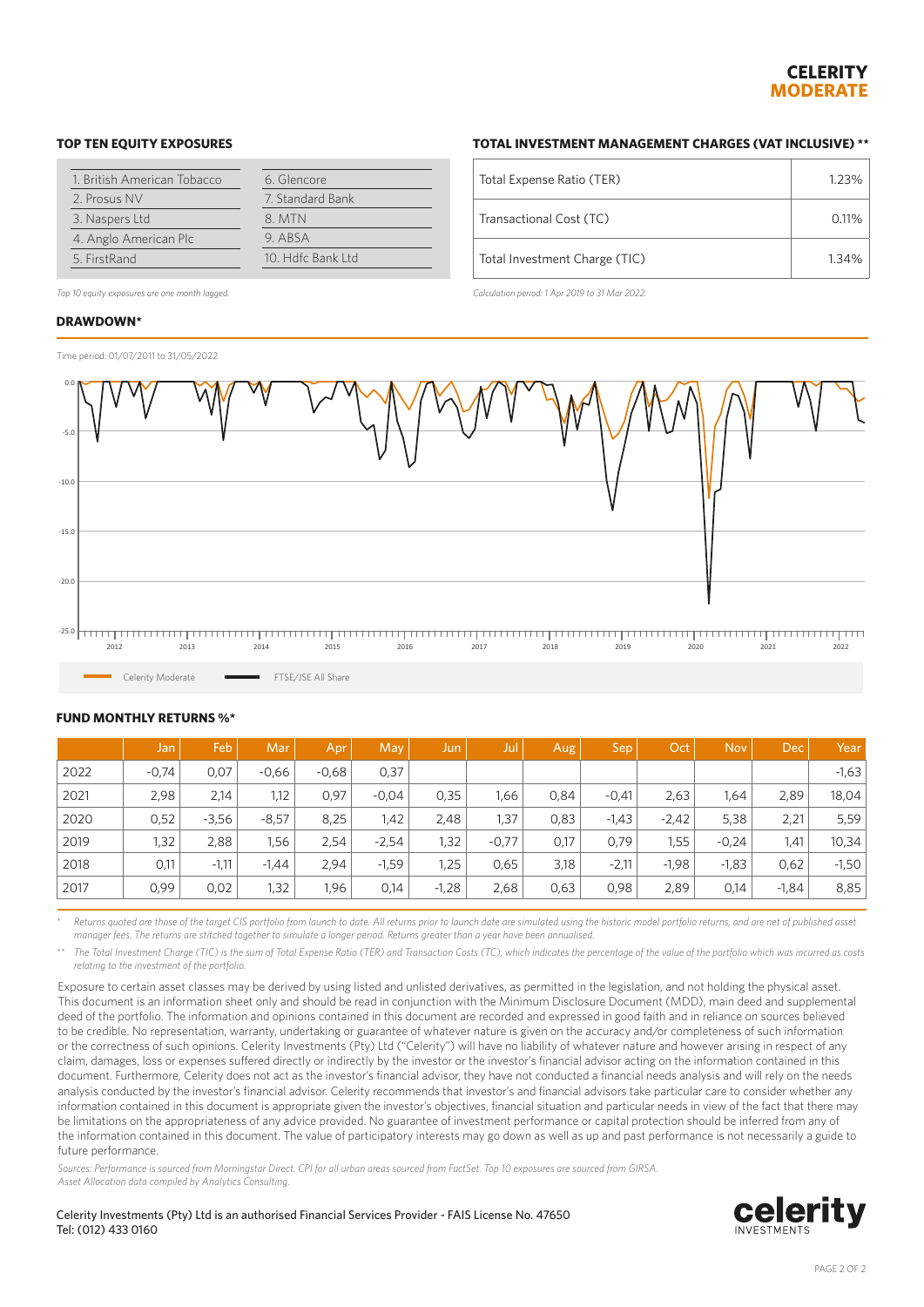# CELERITY MODERATE

## TOP TEN EQUITY EXPOSURES

| | |
|---|---|
| 1. British American Tobacco | 6. Glencore |
| 2. Prosus NV | 7. Standard Bank |
| 3. Naspers Ltd | 8. MTN |
| 4. Anglo American Plc | 9. ABSA |
| 5. FirstRand | 10. Hdfc Bank Ltd |

*Top 10 equity exposures are one month lagged.*

## TOTAL INVESTMENT MANAGEMENT CHARGES (VAT INCLUSIVE) **

| | |
|---|---|
| Total Expense Ratio (TER) | 1.23% |
| Transactional Cost (TC) | 0.11% |
| Total Investment Charge (TIC) | 1.34% |

*Calculation period: 1 Apr 2019 to 31 Mar 2022.*

## DRAWDOWN*

Time period: 01/07/2011 to 31/05/2022

0.0
-5.0
-10.0
-15.0
-20.0
-25.0

2012 2013 2014 2015 2016 2017 2018 2019 2020 2021 2022

Celerity Moderate
FTSE/JSE All Share

## FUND MONTHLY RETURNS %*

| | Jan | Feb | Mar | Apr | May | Jun | Jul | Aug | Sep | Oct | Nov | Dec | Year |
|---|---|---|---|---|---|---|---|---|---|---|---|---|---|
| 2022 | -0,74 | 0,07 | -0,66 | -0,68 | 0,37 | | | | | | | | -1,63 |
| 2021 | 2,98 | 2,14 | 1,12 | 0,97 | -0,04 | 0,35 | 1,66 | 0,84 | -0,41 | 2,63 | 1,64 | 2,89 | 18,04 |
| 2020 | 0,52 | -3,56 | -8,57 | 8,25 | 1,42 | 2,48 | 1,37 | 0,83 | -1,43 | -2,42 | 5,38 | 2,21 | 5,59 |
| 2019 | 1,32 | 2,88 | 1,56 | 2,54 | -2,54 | 1,32 | -0,77 | 0,17 | 0,79 | 1,55 | -0,24 | 1,41 | 10,34 |
| 2018 | 0,11 | -1,11 | -1,44 | 2,94 | -1,59 | 1,25 | 0,65 | 3,18 | -2,11 | -1,98 | -1,83 | 0,62 | -1,50 |
| 2017 | 0,99 | 0,02 | 1,32 | 1,96 | 0,14 | -1,28 | 2,68 | 0,63 | 0,98 | 2,89 | 0,14 | -1,84 | 8,85 |

\* *Returns quoted are those of the target CIS portfolio from launch to date. All returns prior to launch date are simulated using the historic model portfolio returns, and are net of published asset manager fees. The returns are stitched together to simulate a longer period. Returns greater than a year have been annualised.*

\*\* *The Total Investment Charge (TIC) is the sum of Total Expense Ratio (TER) and Transaction Costs (TC), which indicates the percentage of the value of the portfolio which was incurred as costs relating to the investment of the portfolio.*

Exposure to certain asset classes may be derived by using listed and unlisted derivatives, as permitted in the legislation, and not holding the physical asset. This document is an information sheet only and should be read in conjunction with the Minimum Disclosure Document (MDD), main deed and supplemental deed of the portfolio. The information and opinions contained in this document are recorded and expressed in good faith and in reliance on sources believed to be credible. No representation, warranty, undertaking or guarantee of whatever nature is given on the accuracy and/or completeness of such information or the correctness of such opinions. Celerity Investments (Pty) Ltd ("Celerity") will have no liability of whatever nature and however arising in respect of any claim, damages, loss or expenses suffered directly or indirectly by the investor or the investor's financial advisor acting on the information contained in this document. Furthermore, Celerity does not act as the investor's financial advisor, they have not conducted a financial needs analysis and will rely on the needs analysis conducted by the investor's financial advisor. Celerity recommends that investor's and financial advisors take particular care to consider whether any information contained in this document is appropriate given the investor's objectives, financial situation and particular needs in view of the fact that there may be limitations on the appropriateness of any advice provided. No guarantee of investment performance or capital protection should be inferred from any of the information contained in this document. The value of participatory interests may go down as well as up and past performance is not necessarily a guide to future performance.

*Sources: Performance is sourced from Morningstar Direct. CPI for all urban areas sourced from FactSet. Top 10 exposures are sourced from GIRSA. Asset Allocation data compiled by Analytics Consulting.*

Celerity Investments (Pty) Ltd is an authorised Financial Services Provider - FAIS License No. 47650
Tel: (012) 433 0160

celerity INVESTMENTS